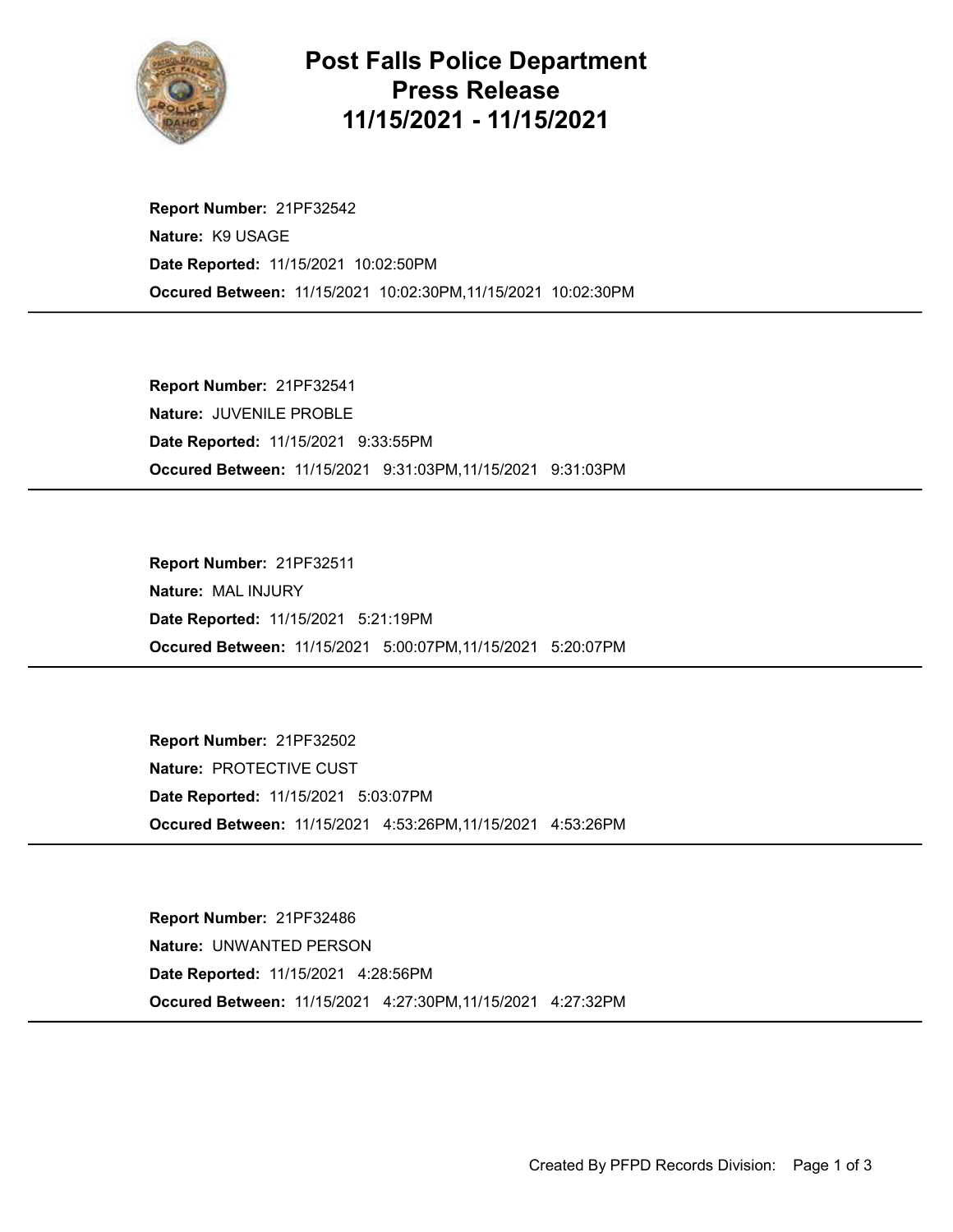# Post Falls Police Department Press Release 11/15/2021 - 11/15/2021

**Report Number:** 21PF32542
**Nature:** K9 USAGE
**Date Reported:** 11/15/2021 10:02:50PM
**Occured Between:** 11/15/2021 10:02:30PM,11/15/2021 10:02:30PM

---

**Report Number:** 21PF32541
**Nature:** JUVENILE PROBLE
**Date Reported:** 11/15/2021 9:33:55PM
**Occured Between:** 11/15/2021 9:31:03PM,11/15/2021 9:31:03PM

---

**Report Number:** 21PF32511
**Nature:** MAL INJURY
**Date Reported:** 11/15/2021 5:21:19PM
**Occured Between:** 11/15/2021 5:00:07PM,11/15/2021 5:20:07PM

---

**Report Number:** 21PF32502
**Nature:** PROTECTIVE CUST
**Date Reported:** 11/15/2021 5:03:07PM
**Occured Between:** 11/15/2021 4:53:26PM,11/15/2021 4:53:26PM

---

**Report Number:** 21PF32486
**Nature:** UNWANTED PERSON
**Date Reported:** 11/15/2021 4:28:56PM
**Occured Between:** 11/15/2021 4:27:30PM,11/15/2021 4:27:32PM

---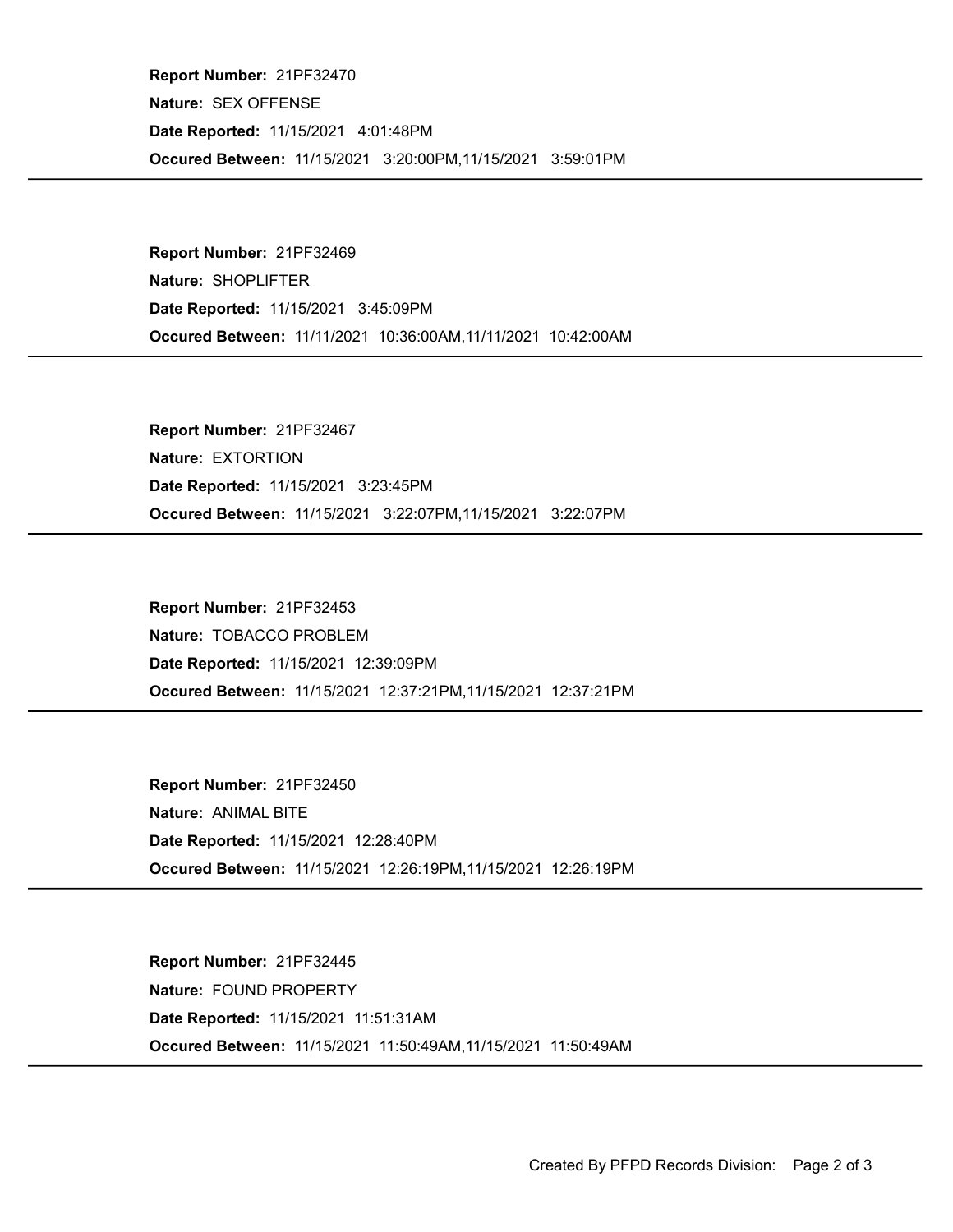**Report Number:** 21PF32470

**Nature:** SEX OFFENSE

**Date Reported:** 11/15/2021 4:01:48PM

**Occured Between:** 11/15/2021 3:20:00PM,11/15/2021 3:59:01PM

---

**Report Number:** 21PF32469

**Nature:** SHOPLIFTER

**Date Reported:** 11/15/2021 3:45:09PM

**Occured Between:** 11/11/2021 10:36:00AM,11/11/2021 10:42:00AM

---

**Report Number:** 21PF32467

**Nature:** EXTORTION

**Date Reported:** 11/15/2021 3:23:45PM

**Occured Between:** 11/15/2021 3:22:07PM,11/15/2021 3:22:07PM

---

**Report Number:** 21PF32453

**Nature:** TOBACCO PROBLEM

**Date Reported:** 11/15/2021 12:39:09PM

**Occured Between:** 11/15/2021 12:37:21PM,11/15/2021 12:37:21PM

---

**Report Number:** 21PF32450

**Nature:** ANIMAL BITE

**Date Reported:** 11/15/2021 12:28:40PM

**Occured Between:** 11/15/2021 12:26:19PM,11/15/2021 12:26:19PM

---

**Report Number:** 21PF32445

**Nature:** FOUND PROPERTY

**Date Reported:** 11/15/2021 11:51:31AM

**Occured Between:** 11/15/2021 11:50:49AM,11/15/2021 11:50:49AM

---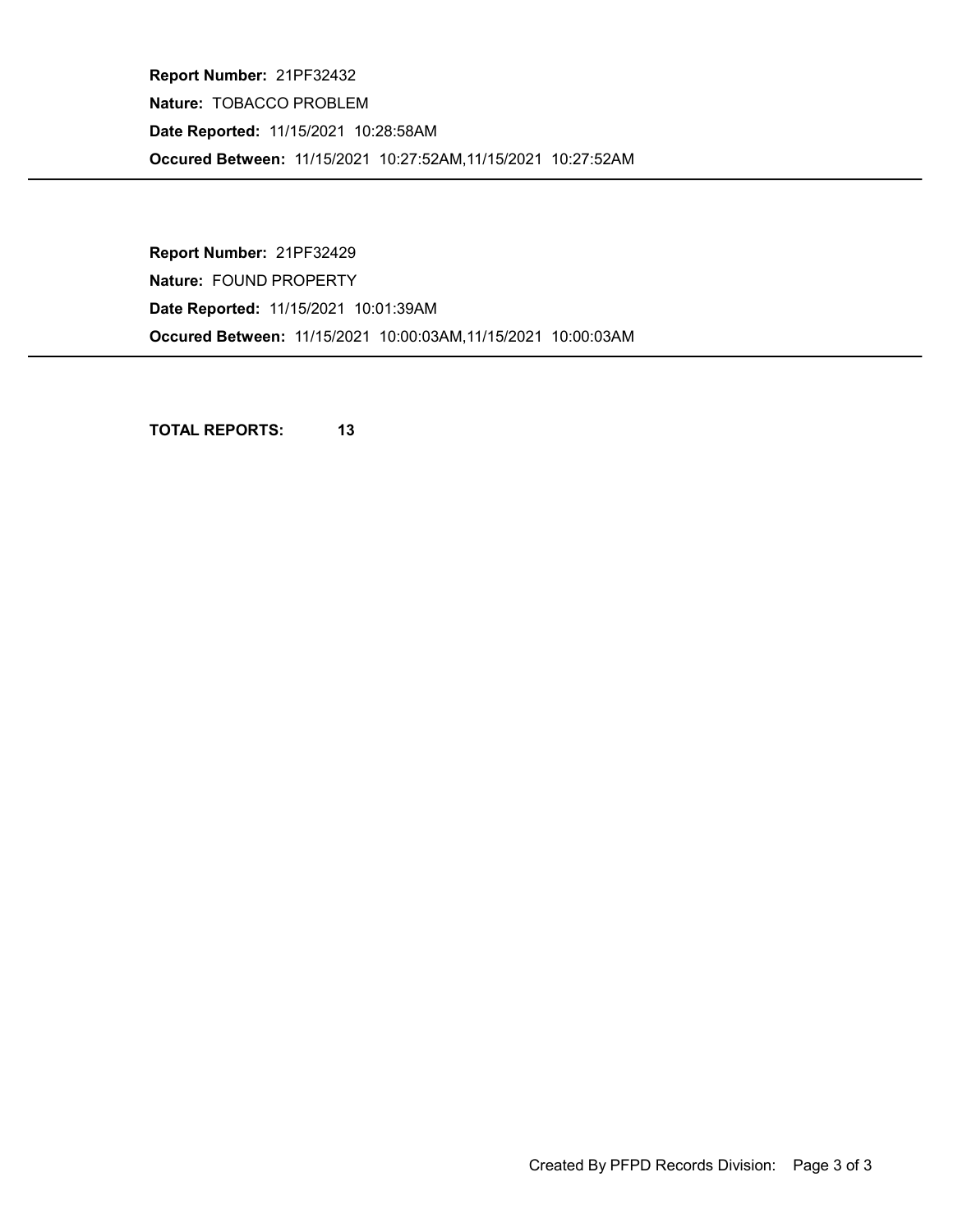**Report Number:** 21PF32432

**Nature:** TOBACCO PROBLEM

**Date Reported:** 11/15/2021 10:28:58AM

**Occured Between:** 11/15/2021 10:27:52AM,11/15/2021 10:27:52AM

---

**Report Number:** 21PF32429

**Nature:** FOUND PROPERTY

**Date Reported:** 11/15/2021 10:01:39AM

**Occured Between:** 11/15/2021 10:00:03AM,11/15/2021 10:00:03AM

---

**TOTAL REPORTS: 13**

Created By PFPD Records Division: